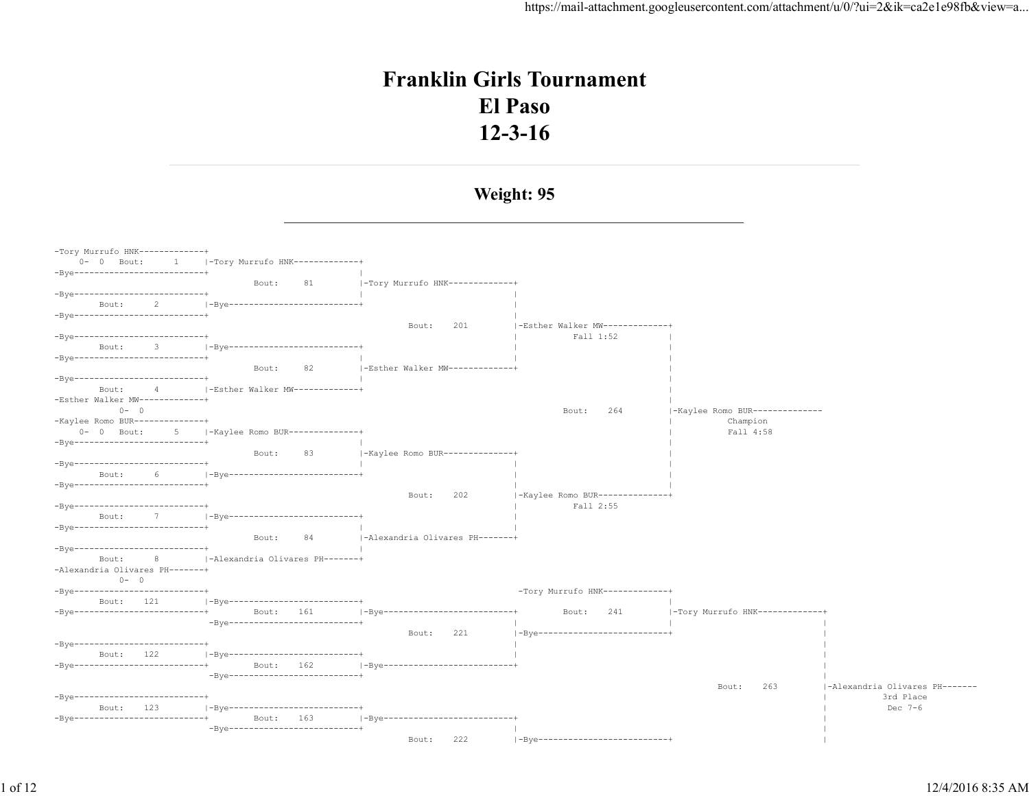# Franklin Girls Tournament
# El Paso
# 12-3-16

## Weight: 95

```
-Tory Murrufo HNK-------------+
     0-  0   Bout:      1     |-Tory Murrufo HNK-------------+
-Bye--------------------------+                              |
                                     Bout:     81            |-Tory Murrufo HNK-------------+
-Bye--------------------------+                              |                              |
        Bout:      2          |-Bye--------------------------+                              |
-Bye--------------------------+                                                             |
                                                                  Bout:    201              |-Esther Walker MW-------------+
-Bye--------------------------+                                                             |          Fall 1:52           |
        Bout:      3          |-Bye--------------------------+                              |                              |
-Bye--------------------------+                              |                              |                              |
                                     Bout:     82            |-Esther Walker MW-------------+                              |
-Bye--------------------------+                              |                                                             |
        Bout:      4          |-Esther Walker MW-------------+                                                             |
-Esther Walker MW-------------+                                                                                            |
          0-  0                                                                                   Bout:    264             |-Kaylee Romo BUR--------------
-Kaylee Romo BUR--------------+                                                                                            |          Champion
     0-  0   Bout:      5     |-Kaylee Romo BUR--------------+                                                             |          Fall 4:58
-Bye--------------------------+                              |                                                             |
                                     Bout:     83            |-Kaylee Romo BUR--------------+                              |
-Bye--------------------------+                              |                              |                              |
        Bout:      6          |-Bye--------------------------+                              |                              |
-Bye--------------------------+                                                             |                              |
                                                                  Bout:    202              |-Kaylee Romo BUR--------------+
-Bye--------------------------+                                                             |          Fall 2:55
        Bout:      7          |-Bye--------------------------+                              |
-Bye--------------------------+                              |                              |
                                     Bout:     84            |-Alexandria Olivares PH-------+
-Bye--------------------------+                              |
        Bout:      8          |-Alexandria Olivares PH-------+
-Alexandria Olivares PH-------+
          0-  0
-Bye--------------------------+                                                             -Tory Murrufo HNK-------------+
        Bout:    121          |-Bye--------------------------+                                                             |
-Bye--------------------------+          Bout:    161        |-Bye--------------------------+          Bout:    241        |-Tory Murrufo HNK-------------+
                               -Bye--------------------------+                              |                              |                              |
                                                                  Bout:    221              |-Bye--------------------------+                              |
-Bye--------------------------+                                                             |                                                             |
        Bout:    122          |-Bye--------------------------+                              |                                                             |
-Bye--------------------------+          Bout:    162        |-Bye--------------------------+                                                             |
                               -Bye--------------------------+                                                                                            |
                                                                                                                                 Bout:    263             |-Alexandria Olivares PH-------
-Bye--------------------------+                                                                                                                           |          3rd Place
        Bout:    123          |-Bye--------------------------+                                                                                            |          Dec 7-6
-Bye--------------------------+          Bout:    163        |-Bye--------------------------+                                                             |
                               -Bye--------------------------+                              |                                                             |
                                                                  Bout:    222              |-Bye--------------------------+                              |
```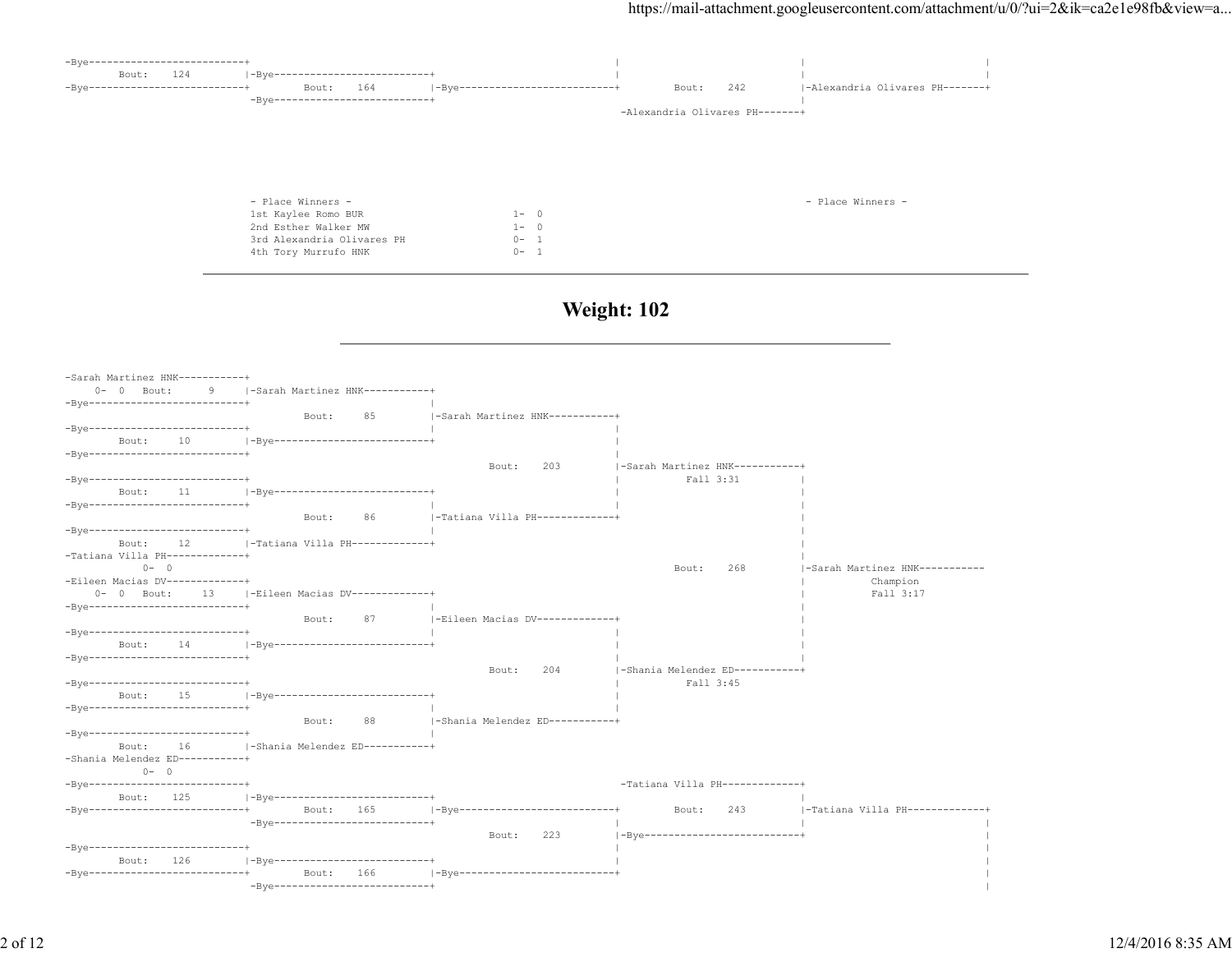```
-Bye--------------------------+                                                           |                              |                              |
       Bout:    124         |-Bye--------------------------+                              |                              |                              |
-Bye--------------------------+        Bout:    164         |-Bye--------------------------+        Bout:    242         |-Alexandria Olivares PH-------+
                            -Bye--------------------------+                                                          |
                                                                                          -Alexandria Olivares PH-------+
```

- Place Winners -

1st Kaylee Romo BUR 1- 0
2nd Esther Walker MW 1- 0
3rd Alexandria Olivares PH 0- 1
4th Tory Murrufo HNK 0- 1

- Place Winners -

---

# Weight: 102

---

```
-Sarah Martinez HNK-----------+
    0-  0   Bout:      9     |-Sarah Martinez HNK-----------+
-Bye--------------------------+                              |
                                    Bout:     85         |-Sarah Martinez HNK-----------+
-Bye--------------------------+                              |                              |
       Bout:     10         |-Bye--------------------------+                              |
-Bye--------------------------+                                                           |
                                                              Bout:    203         |-Sarah Martinez HNK-----------+
-Bye--------------------------+                                                           |          Fall 3:31          |
       Bout:     11         |-Bye--------------------------+                              |                              |
-Bye--------------------------+                              |                              |                              |
                                    Bout:     86         |-Tatiana Villa PH-------------+                              |
-Bye--------------------------+                              |                                                             |
       Bout:     12         |-Tatiana Villa PH-------------+                                                             |
-Tatiana Villa PH-------------+                                                                                         |
          0-  0                                                                             Bout:    268         |-Sarah Martinez HNK-----------
-Eileen Macias DV-------------+                                                                                         |          Champion
    0-  0   Bout:     13     |-Eileen Macias DV-------------+                                                             |          Fall 3:17
-Bye--------------------------+                              |                                                             |
                                    Bout:     87         |-Eileen Macias DV-------------+                              |
-Bye--------------------------+                              |                              |                              |
       Bout:     14         |-Bye--------------------------+                              |                              |
-Bye--------------------------+                                                           |                              |
                                                              Bout:    204         |-Shania Melendez ED-----------+
-Bye--------------------------+                                                           |          Fall 3:45
       Bout:     15         |-Bye--------------------------+                              |
-Bye--------------------------+                              |                              |
                                    Bout:     88         |-Shania Melendez ED-----------+
-Bye--------------------------+                              |
       Bout:     16         |-Shania Melendez ED-----------+
-Shania Melendez ED-----------+
          0-  0
-Bye--------------------------+                                                          -Tatiana Villa PH-------------+
       Bout:    125         |-Bye--------------------------+                                                          |
-Bye--------------------------+        Bout:    165         |-Bye--------------------------+        Bout:    243         |-Tatiana Villa PH-------------+
                            -Bye--------------------------+                              |                              |                              |
                                                              Bout:    223         |-Bye--------------------------+                              |
-Bye--------------------------+                                                           |                                                             |
       Bout:    126         |-Bye--------------------------+                              |                                                             |
-Bye--------------------------+        Bout:    166         |-Bye--------------------------+                                                             |
                            -Bye--------------------------+                                                                                          |
```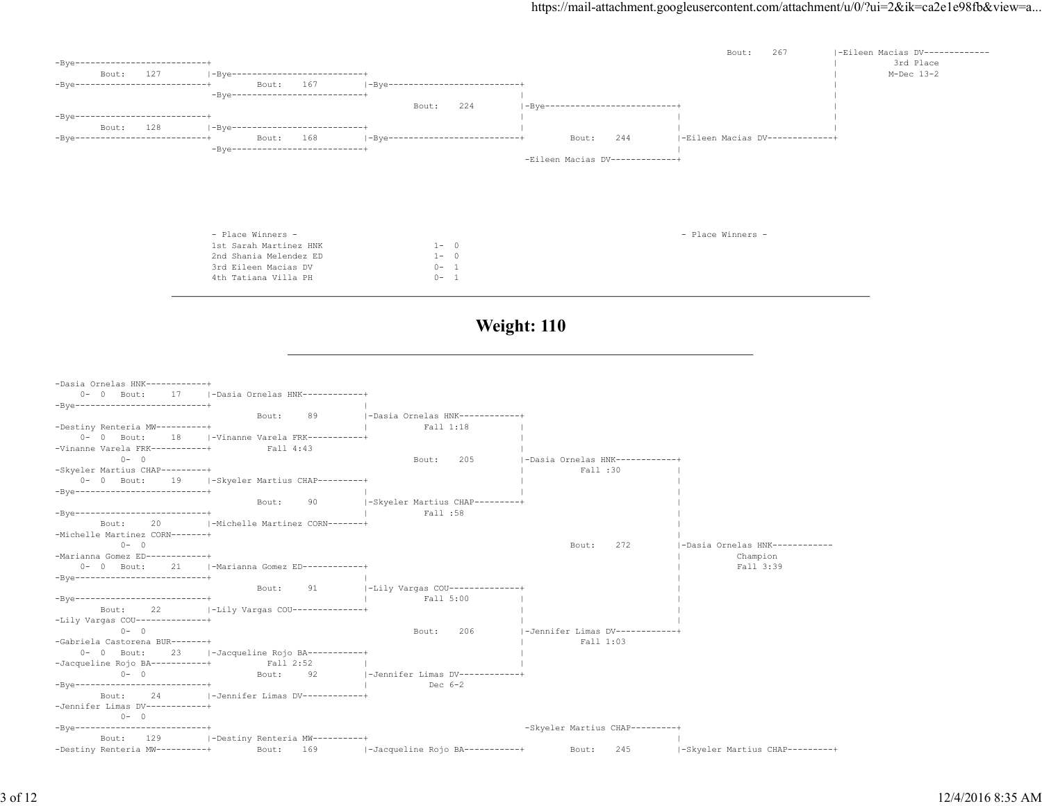```
                                                                                                    Bout:    267         |-Eileen Macias DV-------------
-Bye--------------------------+                                                                                          |          3rd Place
       Bout:    127          |-Bye--------------------------+                                                            |          M-Dec 13-2
-Bye--------------------------+       Bout:    167          |-Bye--------------------------+                             |
                              -Bye--------------------------+                              |                             |
                                                                  Bout:    224             |-Bye--------------------------+
-Bye--------------------------+                                                            |                              |
       Bout:    128          |-Bye--------------------------+                              |                              |
-Bye--------------------------+       Bout:    168          |-Bye--------------------------+       Bout:    244          |-Eileen Macias DV-------------+
                              -Bye--------------------------+                                                             |
                                                                                            -Eileen Macias DV-------------+
```

- Place Winners -
1st Sarah Martinez HNK 1- 0
2nd Shania Melendez ED 1- 0
3rd Eileen Macias DV 0- 1
4th Tatiana Villa PH 0- 1

- Place Winners -

---

# Weight: 110

---

```
-Dasia Ornelas HNK------------+
    0-  0   Bout:     17      |-Dasia Ornelas HNK------------+
-Bye--------------------------+                              |
                                      Bout:     89           |-Dasia Ornelas HNK------------+
-Destiny Renteria MW----------+                              |          Fall 1:18           |
    0-  0   Bout:     18      |-Vinanne Varela FRK-----------+                              |
-Vinanne Varela FRK-----------+          Fall 4:43                                          |
           0-  0                                                  Bout:    205             |-Dasia Ornelas HNK------------+
-Skyeler Martius CHAP---------+                                                             |          Fall :30            |
    0-  0   Bout:     19      |-Skyeler Martius CHAP---------+                              |                              |
-Bye--------------------------+                              |                              |                              |
                                      Bout:     90           |-Skyeler Martius CHAP---------+                              |
-Bye--------------------------+                              |          Fall :58                                           |
       Bout:     20          |-Michelle Martinez CORN-------+                                                              |
-Michelle Martinez CORN-------+                                                                                            |
           0-  0                                                                             Bout:    272                 |-Dasia Ornelas HNK------------
-Marianna Gomez ED------------+                                                                                            |          Champion
    0-  0   Bout:     21      |-Marianna Gomez ED------------+                                                             |          Fall 3:39
-Bye--------------------------+                              |                                                             |
                                      Bout:     91           |-Lily Vargas COU--------------+                              |
-Bye--------------------------+                              |          Fall 5:00           |                              |
       Bout:     22          |-Lily Vargas COU--------------+                              |                              |
-Lily Vargas COU--------------+                                                             |                              |
           0-  0                                                  Bout:    206             |-Jennifer Limas DV------------+
-Gabriela Castorena BUR-------+                                                             |          Fall 1:03
    0-  0   Bout:     23      |-Jacqueline Rojo BA-----------+                              |
-Jacqueline Rojo BA-----------+          Fall 2:52           |                              |
           0-  0                      Bout:     92           |-Jennifer Limas DV------------+
-Bye--------------------------+                              |          Dec 6-2
       Bout:     24          |-Jennifer Limas DV------------+
-Jennifer Limas DV------------+
           0-  0
-Bye--------------------------+                                                             -Skyeler Martius CHAP---------+
       Bout:    129          |-Destiny Renteria MW----------+                                                              |
-Destiny Renteria MW----------+       Bout:    169          |-Jacqueline Rojo BA-----------+       Bout:    245          |-Skyeler Martius CHAP---------+
```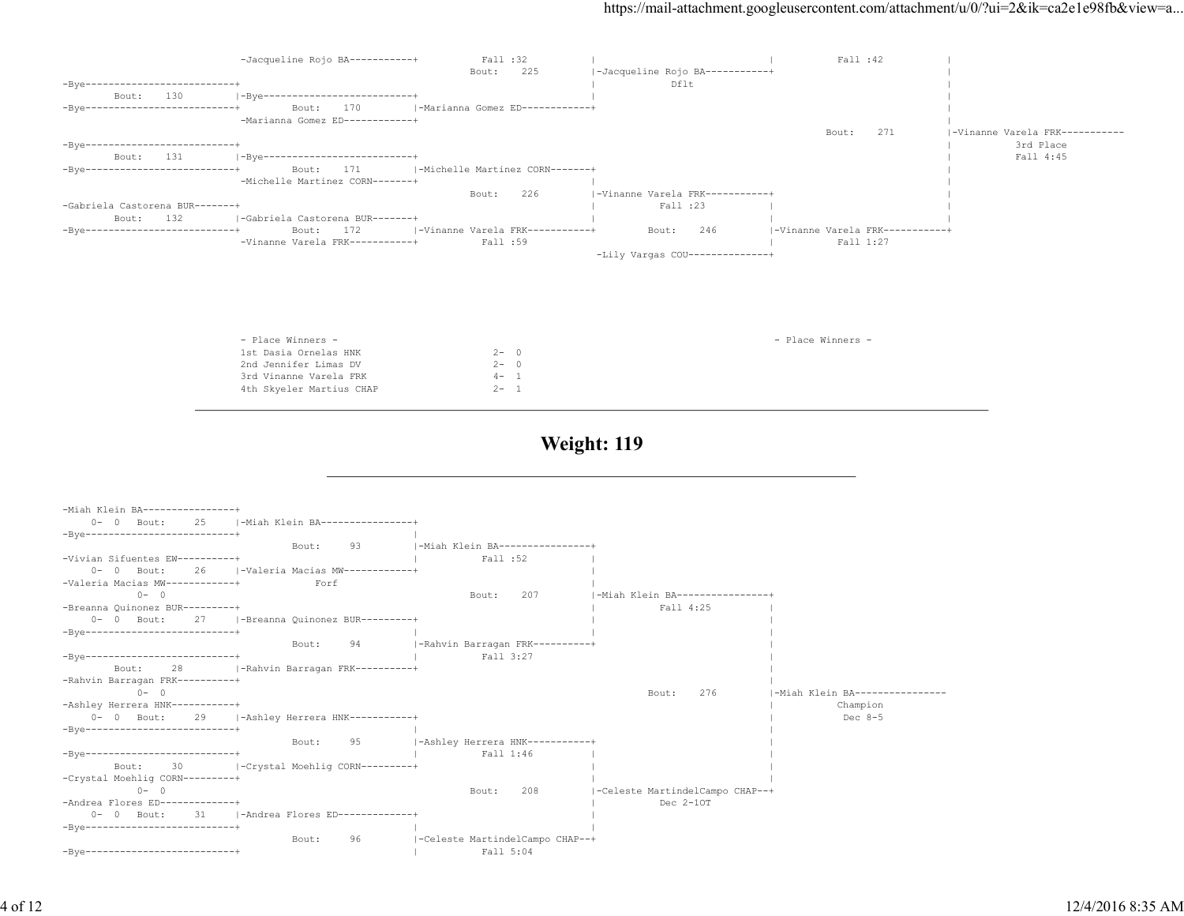```
                               -Jacqueline Rojo BA-----------+           Fall :32          |                             |           Fall :42           |
                                                                         Bout:    225      |-Jacqueline Rojo BA----------+                              |
-Bye--------------------------+                                                            |            Dflt                                            |
        Bout:    130          |-Bye--------------------------+                             |                                                            |
-Bye--------------------------+         Bout:    170         |-Marianna Gomez ED-----------+                                                            |
                               -Marianna Gomez ED------------+                                                                                          |
                                                                                                                              Bout:    271             |-Vinanne Varela FRK-----------
-Bye--------------------------+                                                                                                                         |           3rd Place
        Bout:    131          |-Bye--------------------------+                                                                                          |           Fall 4:45
-Bye--------------------------+         Bout:    171         |-Michelle Martinez CORN-------+                                                           |
                               -Michelle Martinez CORN-------+                              |                                                           |
                                                                         Bout:    226       |-Vinanne Varela FRK-----------+                            |
-Gabriela Castorena BUR-------+                                                             |          Fall :23            |                            |
        Bout:    132          |-Gabriela Castorena BUR-------+                              |                              |                            |
-Bye--------------------------+         Bout:    172         |-Vinanne Varela FRK-----------+        Bout:    246          |-Vinanne Varela FRK-----------+
                               -Vinanne Varela FRK-----------+           Fall :59                                      |           Fall 1:27
                                                                                             -Lily Vargas COU--------------+
```

- Place Winners -

| Place | Name | Record |
|---|---|---|
| 1st | Dasia Ornelas HNK | 2- 0 |
| 2nd | Jennifer Limas DV | 2- 0 |
| 3rd | Vinanne Varela FRK | 4- 1 |
| 4th | Skyeler Martius CHAP | 2- 1 |

- Place Winners -

---

# Weight: 119

---

```
-Miah Klein BA----------------+
     0-  0   Bout:     25     |-Miah Klein BA----------------+
-Bye--------------------------+                              |
                                        Bout:     93         |-Miah Klein BA----------------+
-Vivian Sifuentes EW----------+                              |           Fall :52           |
     0-  0   Bout:     26     |-Valeria Macias MW------------+                              |
-Valeria Macias MW------------+             Forf                                            |
           0-  0                                                         Bout:    207       |-Miah Klein BA----------------+
-Breanna Quinonez BUR---------+                                                             |          Fall 4:25           |
     0-  0   Bout:     27     |-Breanna Quinonez BUR---------+                              |                              |
-Bye--------------------------+                              |                              |                              |
                                        Bout:     94         |-Rahvin Barragan FRK----------+                              |
-Bye--------------------------+                              |           Fall 3:27                                         |
        Bout:     28          |-Rahvin Barragan FRK----------+                                                             |
-Rahvin Barragan FRK----------+                                                                                            |
           0-  0                                                                                  Bout:    276             |-Miah Klein BA----------------
-Ashley Herrera HNK-----------+                                                                                            |           Champion
     0-  0   Bout:     29     |-Ashley Herrera HNK-----------+                                                             |           Dec 8-5
-Bye--------------------------+                              |                                                             |
                                        Bout:     95         |-Ashley Herrera HNK-----------+                              |
-Bye--------------------------+                              |           Fall 1:46          |                              |
        Bout:     30          |-Crystal Moehlig CORN---------+                              |                              |
-Crystal Moehlig CORN---------+                                                             |                              |
           0-  0                                                         Bout:    208       |-Celeste MartindelCampo CHAP--+
-Andrea Flores ED-------------+                                                             |          Dec 2-1OT
     0-  0   Bout:     31     |-Andrea Flores ED-------------+                              |
-Bye--------------------------+                              |                              |
                                        Bout:     96         |-Celeste MartindelCampo CHAP--+
-Bye--------------------------+                              |           Fall 5:04
```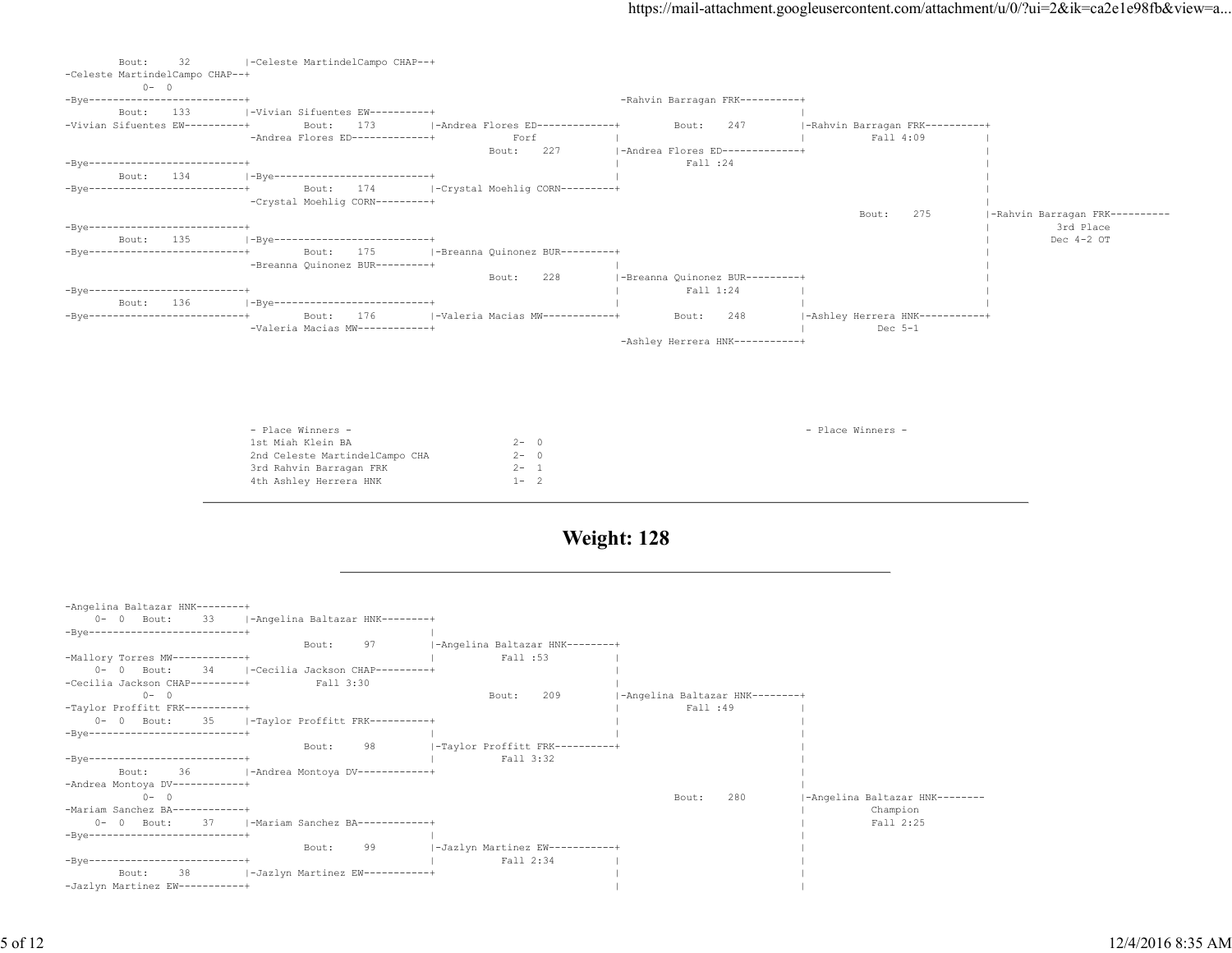```
        Bout:     32         |-Celeste MartindelCampo CHAP--+
-Celeste MartindelCampo CHAP--+
            0-  0
-Bye--------------------------+                                                      -Rahvin Barragan FRK----------+
        Bout:    133         |-Vivian Sifuentes EW----------+                                                      |
-Vivian Sifuentes EW----------+        Bout:    173         |-Andrea Flores ED-------------+        Bout:    247         |-Rahvin Barragan FRK----------+
                             -Andrea Flores ED-------------+            Forf             |                             |          Fall 4:09          |
                                                                 Bout:    227         |-Andrea Flores ED-------------+                             |
-Bye--------------------------+                                                       |          Fall :24                                          |
        Bout:    134         |-Bye--------------------------+                         |                                                            |
-Bye--------------------------+        Bout:    174         |-Crystal Moehlig CORN---------+                                                           |
                             -Crystal Moehlig CORN---------+                                                                                        |
                                                                                                                    Bout:    275         |-Rahvin Barragan FRK----------
-Bye--------------------------+                                                                                                          |          3rd Place
        Bout:    135         |-Bye--------------------------+                                                                             |          Dec 4-2 OT
-Bye--------------------------+        Bout:    175         |-Breanna Quinonez BUR---------+                                                           |
                             -Breanna Quinonez BUR---------+                         |                                                            |
                                                                 Bout:    228         |-Breanna Quinonez BUR---------+                             |
-Bye--------------------------+                                                       |          Fall 1:24          |                             |
        Bout:    136         |-Bye--------------------------+                         |                             |                             |
-Bye--------------------------+        Bout:    176         |-Valeria Macias MW------------+        Bout:    248         |-Ashley Herrera HNK-----------+
                             -Valeria Macias MW------------+                                                       |          Dec 5-1
                                                                                      -Ashley Herrera HNK-----------+
```

- Place Winners -

| Place | Wrestler | Record |
|---|---|---|
| 1st | Miah Klein BA | 2- 0 |
| 2nd | Celeste MartindelCampo CHA | 2- 0 |
| 3rd | Rahvin Barragan FRK | 2- 1 |
| 4th | Ashley Herrera HNK | 1- 2 |

- Place Winners -

---

# Weight: 128

---

```
-Angelina Baltazar HNK--------+
    0-  0   Bout:     33     |-Angelina Baltazar HNK--------+
-Bye--------------------------+                             |
                                   Bout:     97         |-Angelina Baltazar HNK--------+
-Mallory Torres MW------------+                             |          Fall :53          |
    0-  0   Bout:     34     |-Cecilia Jackson CHAP---------+                             |
-Cecilia Jackson CHAP---------+          Fall 3:30                                        |
            0-  0                                           Bout:    209         |-Angelina Baltazar HNK--------+
-Taylor Proffitt FRK----------+                                                   |          Fall :49          |
    0-  0   Bout:     35     |-Taylor Proffitt FRK----------+                     |                             |
-Bye--------------------------+                             |                     |                             |
                                   Bout:     98         |-Taylor Proffitt FRK----------+                         |
-Bye--------------------------+                             |          Fall 3:32                                   |
        Bout:     36         |-Andrea Montoya DV------------+                                                     |
-Andrea Montoya DV------------+                                                                                   |
            0-  0                                                              Bout:    280         |-Angelina Baltazar HNK--------
-Mariam Sanchez BA------------+                                                                                   |          Champion
    0-  0   Bout:     37     |-Mariam Sanchez BA------------+                                                     |          Fall 2:25
-Bye--------------------------+                             |                                                     |
                                   Bout:     99         |-Jazlyn Martinez EW-----------+                         |
-Bye--------------------------+                             |          Fall 2:34          |                        |
        Bout:     38         |-Jazlyn Martinez EW-----------+                             |                        |
-Jazlyn Martinez EW-----------+                                                          |                        |
```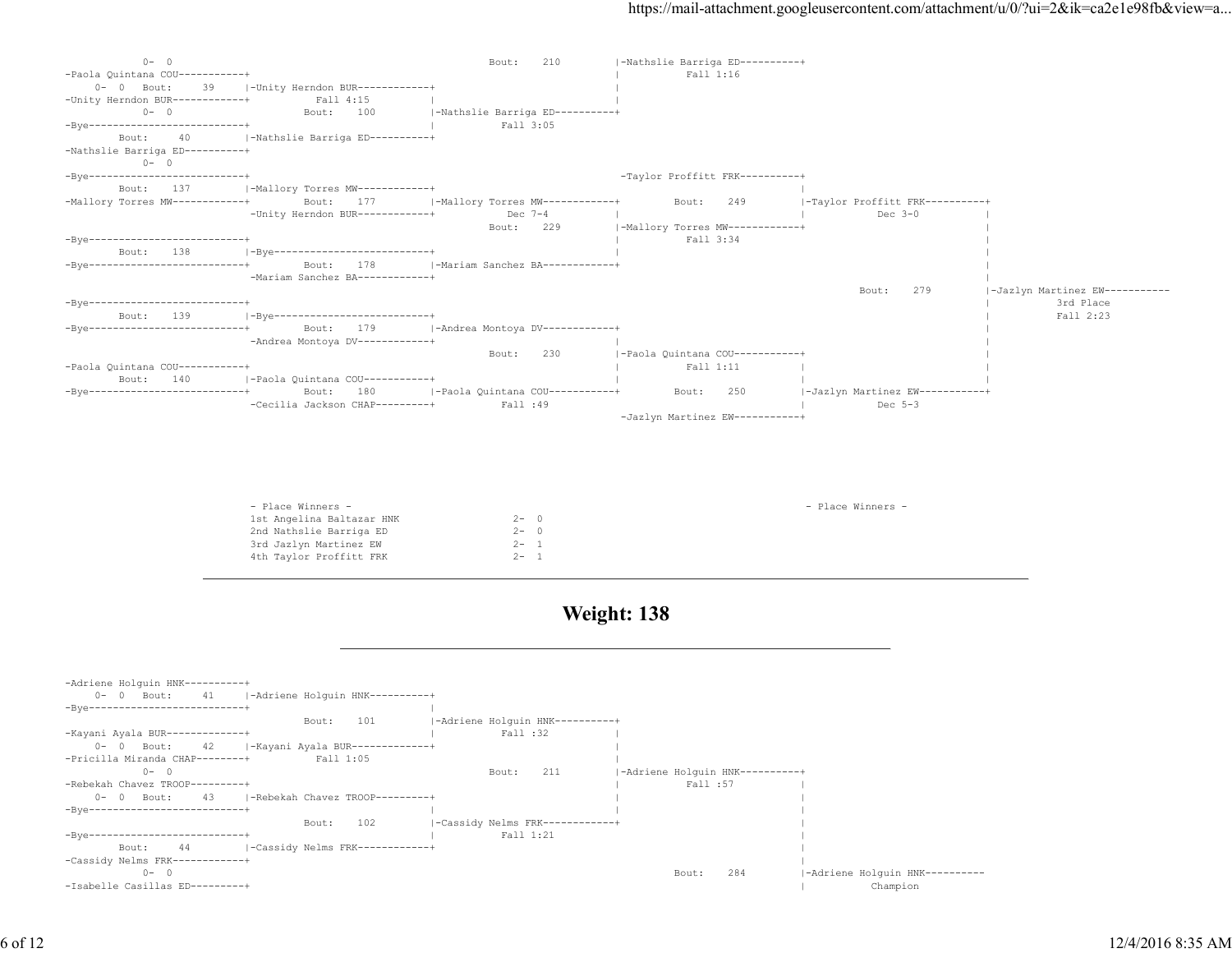```
            0-  0                                                          Bout:    210         |-Nathslie Barriga ED----------+
-Paola Quintana COU-----------+                                                                 |          Fall 1:16
    0-  0  Bout:     39       |-Unity Herndon BUR------------+                                  |
-Unity Herndon BUR------------+           Fall 4:15          |                                  |
            0-  0                    Bout:    100            |-Nathslie Barriga ED----------+
-Bye--------------------------+                              |          Fall 3:05
        Bout:     40          |-Nathslie Barriga ED----------+
-Nathslie Barriga ED----------+
            0-  0
-Bye--------------------------+                                                                 -Taylor Proffitt FRK----------+
        Bout:    137          |-Mallory Torres MW------------+                                                                |
-Mallory Torres MW------------+         Bout:    177         |-Mallory Torres MW------------+         Bout:    249          |-Taylor Proffitt FRK----------+
                              -Unity Herndon BUR------------+            Dec 7-4            |                               |           Dec 3-0            |
                                                                   Bout:    229             |-Mallory Torres MW------------+                               |
-Bye--------------------------+                                                             |          Fall 3:34                                           |
        Bout:    138          |-Bye--------------------------+                              |                                                              |
-Bye--------------------------+         Bout:    178         |-Mariam Sanchez BA------------+                                                              |
                              -Mariam Sanchez BA------------+                                                                                              |
                                                                                                                              Bout:    279                 |-Jazlyn Martinez EW-----------
-Bye--------------------------+                                                                                                                            |          3rd Place
        Bout:    139          |-Bye--------------------------+                                                                                             |          Fall 2:23
-Bye--------------------------+         Bout:    179         |-Andrea Montoya DV------------+                                                              |
                              -Andrea Montoya DV------------+                               |                                                              |
                                                                   Bout:    230             |-Paola Quintana COU-----------+                               |
-Paola Quintana COU-----------+                                                             |          Fall 1:11            |                              |
        Bout:    140          |-Paola Quintana COU-----------+                              |                               |                              |
-Bye--------------------------+         Bout:    180         |-Paola Quintana COU-----------+         Bout:    250          |-Jazlyn Martinez EW-----------+
                              -Cecilia Jackson CHAP---------+           Fall :49                                            |           Dec 5-3
                                                                                                -Jazlyn Martinez EW-----------+
```

- Place Winners -

1st Angelina Baltazar HNK 2- 0
2nd Nathslie Barriga ED 2- 0
3rd Jazlyn Martinez EW 2- 1
4th Taylor Proffitt FRK 2- 1

- Place Winners -

# Weight: 138

```
-Adriene Holguin HNK----------+
    0-  0  Bout:     41       |-Adriene Holguin HNK----------+
-Bye--------------------------+                              |
                                     Bout:    101            |-Adriene Holguin HNK----------+
-Kayani Ayala BUR-------------+                              |          Fall :32            |
    0-  0  Bout:     42       |-Kayani Ayala BUR-------------+                              |
-Pricilla Miranda CHAP--------+           Fall 1:05                                         |
            0-  0                                                  Bout:    211             |-Adriene Holguin HNK----------+
-Rebekah Chavez TROOP---------+                                                             |          Fall :57            |
    0-  0  Bout:     43       |-Rebekah Chavez TROOP---------+                              |                              |
-Bye--------------------------+                              |                              |                              |
                                     Bout:    102            |-Cassidy Nelms FRK------------+                              |
-Bye--------------------------+                              |          Fall 1:21                                          |
        Bout:     44          |-Cassidy Nelms FRK------------+                                                             |
-Cassidy Nelms FRK------------+                                                                                            |
            0-  0                                                                               Bout:    284               |-Adriene Holguin HNK----------
-Isabelle Casillas ED---------+                                                                                            |          Champion
```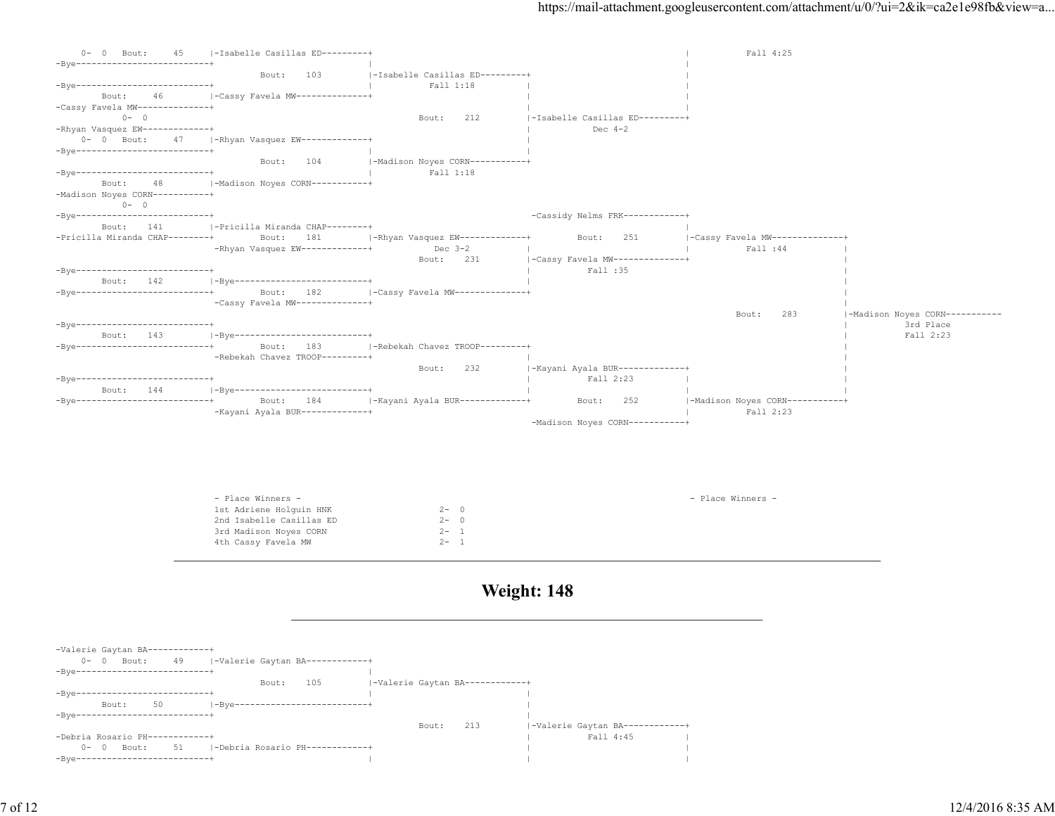```
     0-  0   Bout:     45     |-Isabelle Casillas ED---------+                                                                     |           Fall 4:25
-Bye--------------------------+                              |                                                                     |
                                      Bout:    103           |-Isabelle Casillas ED---------+                                      |
-Bye--------------------------+                              |           Fall 1:18          |                                      |
       Bout:     46           |-Cassy Favela MW--------------+                              |                                      |
-Cassy Favela MW--------------+                                                             |                                      |
          0-  0                                                     Bout:    212            |-Isabelle Casillas ED---------+
-Rhyan Vasquez EW-------------+                                                             |          Dec 4-2
    0-  0   Bout:     47      |-Rhyan Vasquez EW-------------+                              |
-Bye--------------------------+                              |                              |
                                      Bout:    104           |-Madison Noyes CORN-----------+
-Bye--------------------------+                              |          Fall 1:18
       Bout:     48           |-Madison Noyes CORN-----------+
-Madison Noyes CORN-----------+
          0-  0
-Bye--------------------------+                                                              -Cassidy Nelms FRK------------+
       Bout:    141           |-Pricilla Miranda CHAP--------+                                                              |
-Pricilla Miranda CHAP--------+        Bout:    181          |-Rhyan Vasquez EW-------------+        Bout:    251           |-Cassy Favela MW--------------+
                              -Rhyan Vasquez EW-------------+          Dec 3-2             |                              |          Fall :44            |
                                                                     Bout:    231          |-Cassy Favela MW--------------+                               |
-Bye--------------------------+                                                             |          Fall :35                                            |
       Bout:    142           |-Bye--------------------------+                              |                                                              |
-Bye--------------------------+        Bout:    182          |-Cassy Favela MW--------------+                                                              |
                              -Cassy Favela MW--------------+                                                                                              |
                                                                                                                        Bout:    283           |-Madison Noyes CORN-----------
-Bye--------------------------+                                                                                                                |          3rd Place
       Bout:    143           |-Bye--------------------------+                                                                                 |          Fall 2:23
-Bye--------------------------+        Bout:    183          |-Rebekah Chavez TROOP---------+                                                              |
                              -Rebekah Chavez TROOP---------+                              |                                                              |
                                                                     Bout:    232          |-Kayani Ayala BUR-------------+                               |
-Bye--------------------------+                                                             |          Fall 2:23           |                               |
       Bout:    144           |-Bye--------------------------+                              |                              |                               |
-Bye--------------------------+        Bout:    184          |-Kayani Ayala BUR-------------+        Bout:    252           |-Madison Noyes CORN-----------+
                              -Kayani Ayala BUR-------------+                                                              |          Fall 2:23
                                                                                             -Madison Noyes CORN-----------+
```

- Place Winners -

| Place | Wrestler | Record |
|---|---|---|
| 1st | Adriene Holguin HNK | 2- 0 |
| 2nd | Isabelle Casillas ED | 2- 0 |
| 3rd | Madison Noyes CORN | 2- 1 |
| 4th | Cassy Favela MW | 2- 1 |

- Place Winners -

---

## Weight: 148

---

```
-Valerie Gaytan BA------------+
    0-  0   Bout:     49      |-Valerie Gaytan BA------------+
-Bye--------------------------+                              |
                                      Bout:    105           |-Valerie Gaytan BA------------+
-Bye--------------------------+                              |                              |
       Bout:     50           |-Bye--------------------------+                              |
-Bye--------------------------+                                                             |
                                                                    Bout:    213            |-Valerie Gaytan BA------------+
-Debria Rosario PH------------+                                                             |          Fall 4:45           |
    0-  0   Bout:     51      |-Debria Rosario PH------------+                              |                              |
-Bye--------------------------+                              |                              |                              |
```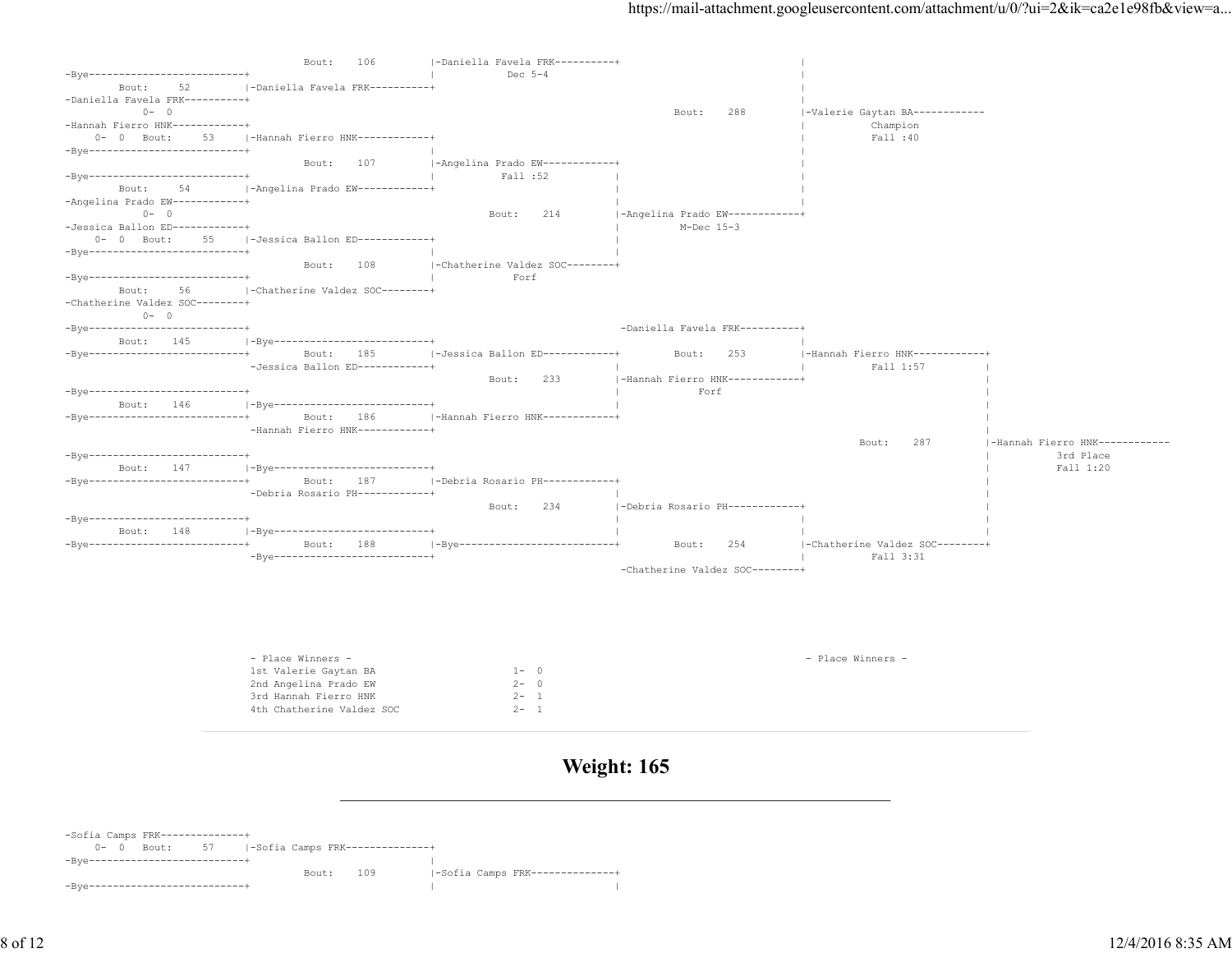```
                                        Bout:    106         |-Daniella Favela FRK----------+                              |
-Bye--------------------------+                              |           Dec 5-4                                           |
        Bout:     52         |-Daniella Favela FRK----------+                                                              |
-Daniella Favela FRK----------+                                                                                            |
          0-  0                                                                        Bout:    288         |-Valerie Gaytan BA------------
-Hannah Fierro HNK------------+                                                                             |          Champion
    0-  0   Bout:     53     |-Hannah Fierro HNK------------+                                              |          Fall :40
-Bye--------------------------+                              |                                              |
                                        Bout:    107         |-Angelina Prado EW------------+               |
-Bye--------------------------+                              |           Fall :52           |               |
        Bout:     54         |-Angelina Prado EW------------+                              |               |
-Angelina Prado EW------------+                                                             |               |
          0-  0                                                 Bout:    214         |-Angelina Prado EW------------+
-Jessica Ballon ED------------+                                                             |         M-Dec 15-3
    0-  0   Bout:     55     |-Jessica Ballon ED------------+                              |
-Bye--------------------------+                              |                              |
                                        Bout:    108         |-Chatherine Valdez SOC--------+
-Bye--------------------------+                              |            Forf
        Bout:     56         |-Chatherine Valdez SOC--------+
-Chatherine Valdez SOC--------+
          0-  0
-Bye--------------------------+                                                       -Daniella Favela FRK----------+
        Bout:    145         |-Bye--------------------------+                                                      |
-Bye--------------------------+         Bout:    185         |-Jessica Ballon ED------------+         Bout:    253         |-Hannah Fierro HNK------------+
                                 -Jessica Ballon ED------------+                              |                              |          Fall 1:57           |
                                                                  Bout:    233         |-Hannah Fierro HNK------------+                              |
-Bye--------------------------+                                                             |            Forf                                            |
        Bout:    146         |-Bye--------------------------+                              |                                                            |
-Bye--------------------------+         Bout:    186         |-Hannah Fierro HNK------------+                                                            |
                                 -Hannah Fierro HNK------------+                                                                                         |
                                                                                                                         Bout:    287         |-Hannah Fierro HNK------------
-Bye--------------------------+                                                                                                              |          3rd Place
        Bout:    147         |-Bye--------------------------+                                                                               |          Fall 1:20
-Bye--------------------------+         Bout:    187         |-Debria Rosario PH------------+                                                            |
                                 -Debria Rosario PH------------+                              |                                                            |
                                                                  Bout:    234         |-Debria Rosario PH------------+                              |
-Bye--------------------------+                                                             |                              |                              |
        Bout:    148         |-Bye--------------------------+                              |                              |                              |
-Bye--------------------------+         Bout:    188         |-Bye--------------------------+         Bout:    254         |-Chatherine Valdez SOC--------+
                                 -Bye--------------------------+                                                           |          Fall 3:31
                                                                                       -Chatherine Valdez SOC--------+
```

- Place Winners -

| Place | Wrestler | Record |
|---|---|---|
| 1st | Valerie Gaytan BA | 1- 0 |
| 2nd | Angelina Prado EW | 2- 0 |
| 3rd | Hannah Fierro HNK | 2- 1 |
| 4th | Chatherine Valdez SOC | 2- 1 |

- Place Winners -

## Weight: 165

```
-Sofia Camps FRK--------------+
    0-  0   Bout:     57     |-Sofia Camps FRK--------------+
-Bye--------------------------+                              |
                                        Bout:    109         |-Sofia Camps FRK--------------+
-Bye--------------------------+                              |                              |
```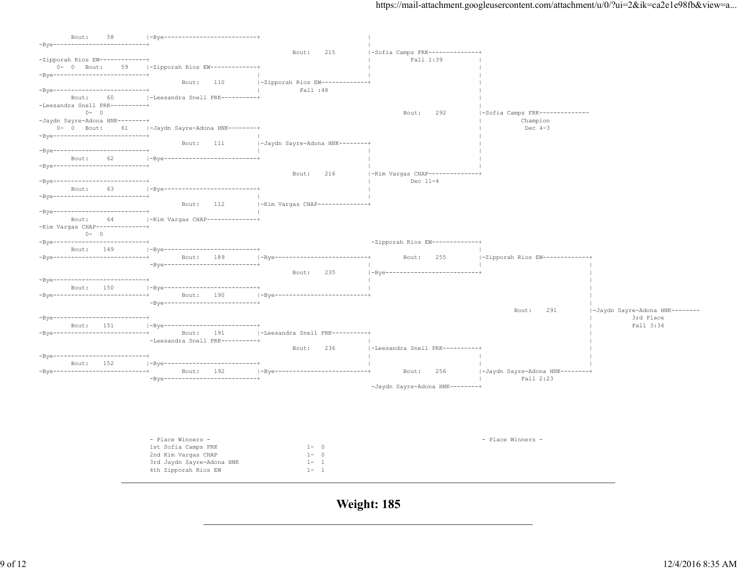## Championship Bracket

| Bout | Wrestler (Top) | Wrestler (Bottom) | Winner | Result |
|---|---|---|---|---|
| 58 | Bye | Bye | Bye | |
| 59 | Zipporah Rios EW (0- 0) | Bye | Zipporah Rios EW | |
| 60 | Bye | Leesandra Snell PRK (0- 0) | Leesandra Snell PRK | |
| 61 | Jaydn Sayre-Adona HNK (0- 0) | Bye | Jaydn Sayre-Adona HNK | |
| 62 | Bye | Bye | Bye | |
| 63 | Bye | Bye | Bye | |
| 64 | Bye | Kim Vargas CHAP (0- 0) | Kim Vargas CHAP | |
| 110 | Zipporah Rios EW | Leesandra Snell PRK | Zipporah Rios EW | Fall :48 |
| 111 | Jaydn Sayre-Adona HNK | Bye | Jaydn Sayre-Adona HNK | |
| 112 | Bye | Kim Vargas CHAP | Kim Vargas CHAP | |
| 215 | | Zipporah Rios EW | Sofia Camps FRK | Fall 1:39 |
| 216 | Jaydn Sayre-Adona HNK | Kim Vargas CHAP | Kim Vargas CHAP | Dec 11-4 |
| 292 | Sofia Camps FRK | Kim Vargas CHAP | Sofia Camps FRK — Champion | Dec 4-3 |

## Consolation Bracket

| Bout | Wrestler (Top) | Wrestler (Bottom) | Winner | Result |
|---|---|---|---|---|
| 149 | Bye | Bye | Bye | |
| 150 | Bye | Bye | Bye | |
| 151 | Bye | Bye | Bye | |
| 152 | Bye | Bye | Bye | |
| 189 | Bye | Bye | Bye | |
| 190 | Bye | Bye | Bye | |
| 191 | Bye | Leesandra Snell PRK | Leesandra Snell PRK | |
| 192 | Bye | Bye | Bye | |
| 235 | Bye | Bye | Bye | |
| 236 | Leesandra Snell PRK | Bye | Leesandra Snell PRK | |
| 255 | Zipporah Rios EW | Bye | Zipporah Rios EW | |
| 256 | Leesandra Snell PRK | Jaydn Sayre-Adona HNK | Jaydn Sayre-Adona HNK | Fall 2:23 |
| 291 | Zipporah Rios EW | Jaydn Sayre-Adona HNK | Jaydn Sayre-Adona HNK — 3rd Place | Fall 3:34 |

- Place Winners -

| Place | Wrestler | Record |
|---|---|---|
| 1st | Sofia Camps FRK | 1- 0 |
| 2nd | Kim Vargas CHAP | 1- 0 |
| 3rd | Jaydn Sayre-Adona HNK | 1- 1 |
| 4th | Zipporah Rios EW | 1- 1 |

- Place Winners -

---

# Weight: 185

---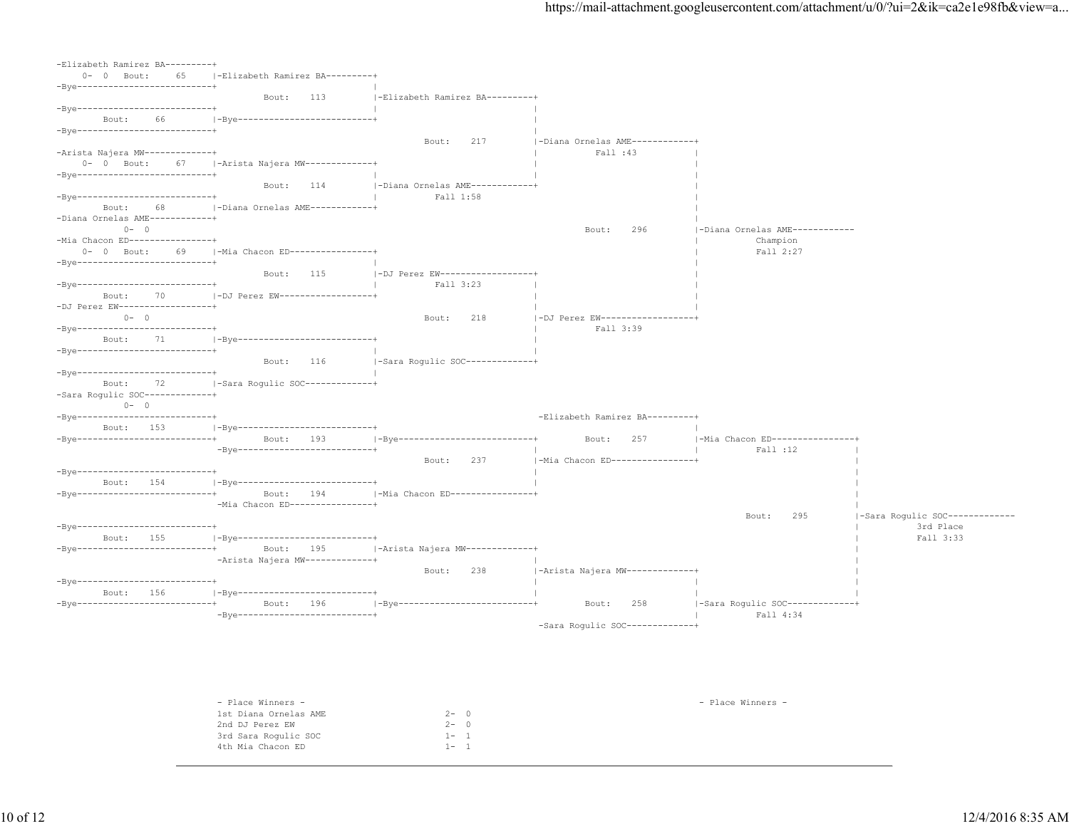```
-Elizabeth Ramirez BA---------+
    0- 0   Bout:    65     |-Elizabeth Ramirez BA---------+
-Bye--------------------------+                              |
                    Bout:   113         |-Elizabeth Ramirez BA---------+
-Bye--------------------------+                              |         |
       Bout:    66     |-Bye--------------------------+         |
-Bye--------------------------+                                        |
                                         Bout:   217         |-Diana Ornelas AME------------+
-Arista Najera MW-------------+                              |          Fall :43           |
    0- 0   Bout:    67     |-Arista Najera MW-------------+         |                       |
-Bye--------------------------+                              |         |                       |
                    Bout:   114         |-Diana Ornelas AME------------+                       |
-Bye--------------------------+                              |          Fall 1:58              |
       Bout:    68     |-Diana Ornelas AME------------+                                        |
-Diana Ornelas AME------------+                                                                 |
         0- 0                                          Bout:   296         |-Diana Ornelas AME------------
-Mia Chacon ED----------------+                                                                 |          Champion
    0- 0   Bout:    69     |-Mia Chacon ED----------------+                                  |          Fall 2:27
-Bye--------------------------+                              |                                  |
                    Bout:   115         |-DJ Perez EW------------------+                       |
-Bye--------------------------+                              |          Fall 3:23      |       |
       Bout:    70     |-DJ Perez EW------------------+                        |       |
-DJ Perez EW------------------+                                                |       |
         0- 0                            Bout:   218         |-DJ Perez EW------------------+
-Bye--------------------------+                                                |          Fall 3:39
       Bout:    71     |-Bye--------------------------+                        |
-Bye--------------------------+                              |                 |
                    Bout:   116         |-Sara Rogulic SOC-------------+
-Bye--------------------------+                              |
       Bout:    72     |-Sara Rogulic SOC-------------+
-Sara Rogulic SOC-------------+
         0- 0
-Bye--------------------------+                                    -Elizabeth Ramirez BA---------+
       Bout:   153     |-Bye--------------------------+                                        |
-Bye--------------------------+          Bout:   193         |-Bye--------------------------+          Bout:   257         |-Mia Chacon ED----------------+
                       -Bye--------------------------+                                        |          Fall :12           |
                                         Bout:   237         |-Mia Chacon ED----------------+                       |
-Bye--------------------------+                                                                                       |
       Bout:   154     |-Bye--------------------------+                                                               |
-Bye--------------------------+          Bout:   194         |-Mia Chacon ED----------------+                       |
                       -Mia Chacon ED----------------+                                                                |
                                                                                                Bout:   295         |-Sara Rogulic SOC-------------
-Bye--------------------------+                                                                                       |          3rd Place
       Bout:   155     |-Bye--------------------------+                                                               |          Fall 3:33
-Bye--------------------------+          Bout:   195         |-Arista Najera MW-------------+                       |
                       -Arista Najera MW-------------+                                                                |
                                         Bout:   238         |-Arista Najera MW-------------+                       |
-Bye--------------------------+                                                                                       |
       Bout:   156     |-Bye--------------------------+                                                               |
-Bye--------------------------+          Bout:   196         |-Bye--------------------------+          Bout:   258         |-Sara Rogulic SOC-------------+
                       -Bye--------------------------+                                                   Fall 4:34
                                                             -Sara Rogulic SOC-------------+
```

- Place Winners -

| Place | Name | Record |
|---|---|---|
| 1st | Diana Ornelas AME | 2- 0 |
| 2nd | DJ Perez EW | 2- 0 |
| 3rd | Sara Rogulic SOC | 1- 1 |
| 4th | Mia Chacon ED | 1- 1 |

- Place Winners -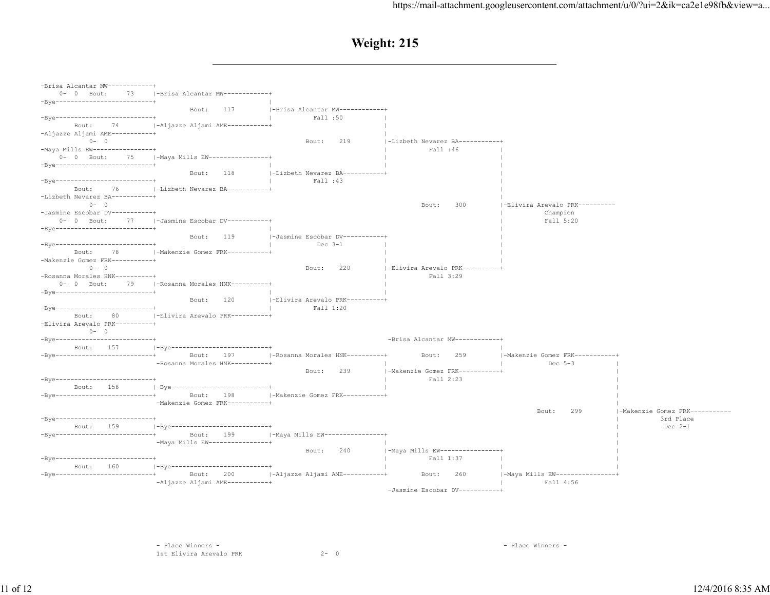# Weight: 215

```
-Brisa Alcantar MW------------+
    0-  0   Bout:     73      |-Brisa Alcantar MW------------+
-Bye--------------------------+                              |
                                   Bout:    117              |-Brisa Alcantar MW------------+
-Bye--------------------------+                              |          Fall :50            |
       Bout:     74           |-Aljazze Aljami AME-----------+                              |
-Aljazze Aljami AME-----------+                                                             |
          0-  0                                                   Bout:    219              |-Lizbeth Nevarez BA-----------+
-Maya Mills EW----------------+                                                             |          Fall :46            |
    0-  0   Bout:     75      |-Maya Mills EW----------------+                              |                              |
-Bye--------------------------+                              |                              |                              |
                                   Bout:    118              |-Lizbeth Nevarez BA-----------+                              |
-Bye--------------------------+                              |          Fall :43                                           |
       Bout:     76           |-Lizbeth Nevarez BA-----------+                                                             |
-Lizbeth Nevarez BA-----------+                                                                                            |
          0-  0                                                                                  Bout:    300              |-Elivira Arevalo PRK----------
-Jasmine Escobar DV-----------+                                                                                            |          Champion
    0-  0   Bout:     77      |-Jasmine Escobar DV-----------+                                                             |          Fall 5:20
-Bye--------------------------+                              |                                                             |
                                   Bout:    119              |-Jasmine Escobar DV-----------+                              |
-Bye--------------------------+                              |           Dec 3-1            |                              |
       Bout:     78           |-Makenzie Gomez FRK-----------+                              |                              |
-Makenzie Gomez FRK-----------+                                                             |                              |
          0-  0                                                   Bout:    220              |-Elivira Arevalo PRK----------+
-Rosanna Morales HNK----------+                                                             |          Fall 3:29
    0-  0   Bout:     79      |-Rosanna Morales HNK----------+                              |
-Bye--------------------------+                              |                              |
                                   Bout:    120              |-Elivira Arevalo PRK----------+
-Bye--------------------------+                              |          Fall 1:20
       Bout:     80           |-Elivira Arevalo PRK----------+
-Elivira Arevalo PRK----------+
          0-  0
-Bye--------------------------+                                                             -Brisa Alcantar MW------------+
       Bout:    157           |-Bye--------------------------+                                                             |
-Bye--------------------------+        Bout:    197          |-Rosanna Morales HNK----------+        Bout:    259          |-Makenzie Gomez FRK-----------+
                              -Rosanna Morales HNK-----------+                              |                              |          Dec 5-3             |
                                                                  Bout:    239              |-Makenzie Gomez FRK-----------+                              |
-Bye--------------------------+                                                             |          Fall 2:23                                          |
       Bout:    158           |-Bye--------------------------+                              |                                                             |
-Bye--------------------------+        Bout:    198          |-Makenzie Gomez FRK-----------+                                                             |
                              -Makenzie Gomez FRK------------+                                                                                            |
                                                                                                                                Bout:    299              |-Makenzie Gomez FRK-----------
-Bye--------------------------+                                                                                                                           |          3rd Place
       Bout:    159           |-Bye--------------------------+                                                                                            |          Dec 2-1
-Bye--------------------------+        Bout:    199          |-Maya Mills EW----------------+                                                             |
                              -Maya Mills EW-----------------+                              |                                                             |
                                                                  Bout:    240              |-Maya Mills EW----------------+                              |
-Bye--------------------------+                                                             |          Fall 1:37           |                              |
       Bout:    160           |-Bye--------------------------+                              |                              |                              |
-Bye--------------------------+        Bout:    200          |-Aljazze Aljami AME-----------+        Bout:    260          |-Maya Mills EW----------------+
                              -Aljazze Aljami AME------------+                                                             |          Fall 4:56
                                                                                            -Jasmine Escobar DV-----------+
```

- Place Winners -

1st Elivira Arevalo PRK 2- 0

- Place Winners -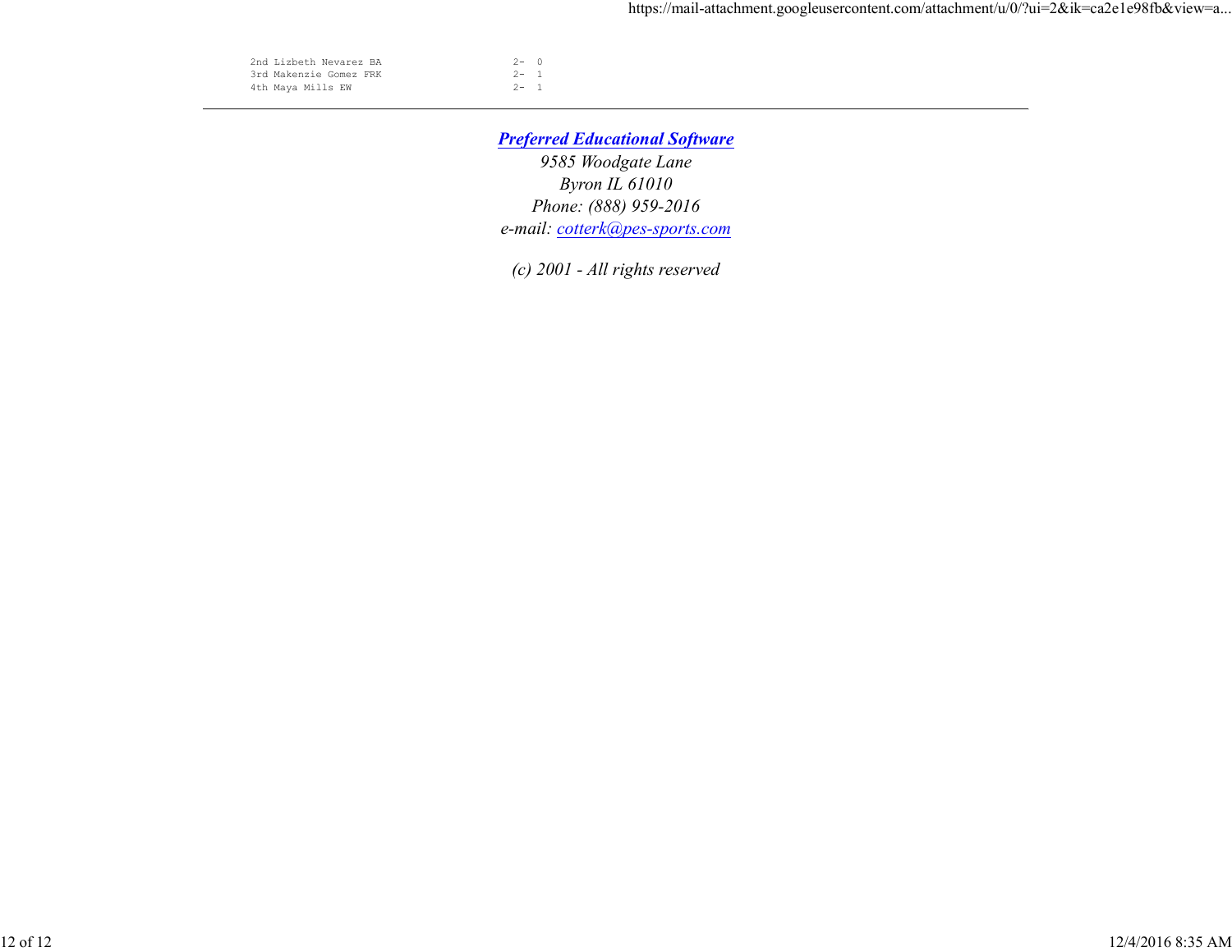```
2nd Lizbeth Nevarez BA                   2-  0
3rd Makenzie Gomez FRK                   2-  1
4th Maya Mills EW                        2-  1
```

---

***[Preferred Educational Software](#)***

*9585 Woodgate Lane*
*Byron IL 61010*
*Phone: (888) 959-2016*
*e-mail: [cotterk@pes-sports.com](mailto:cotterk@pes-sports.com)*

*(c) 2001 - All rights reserved*